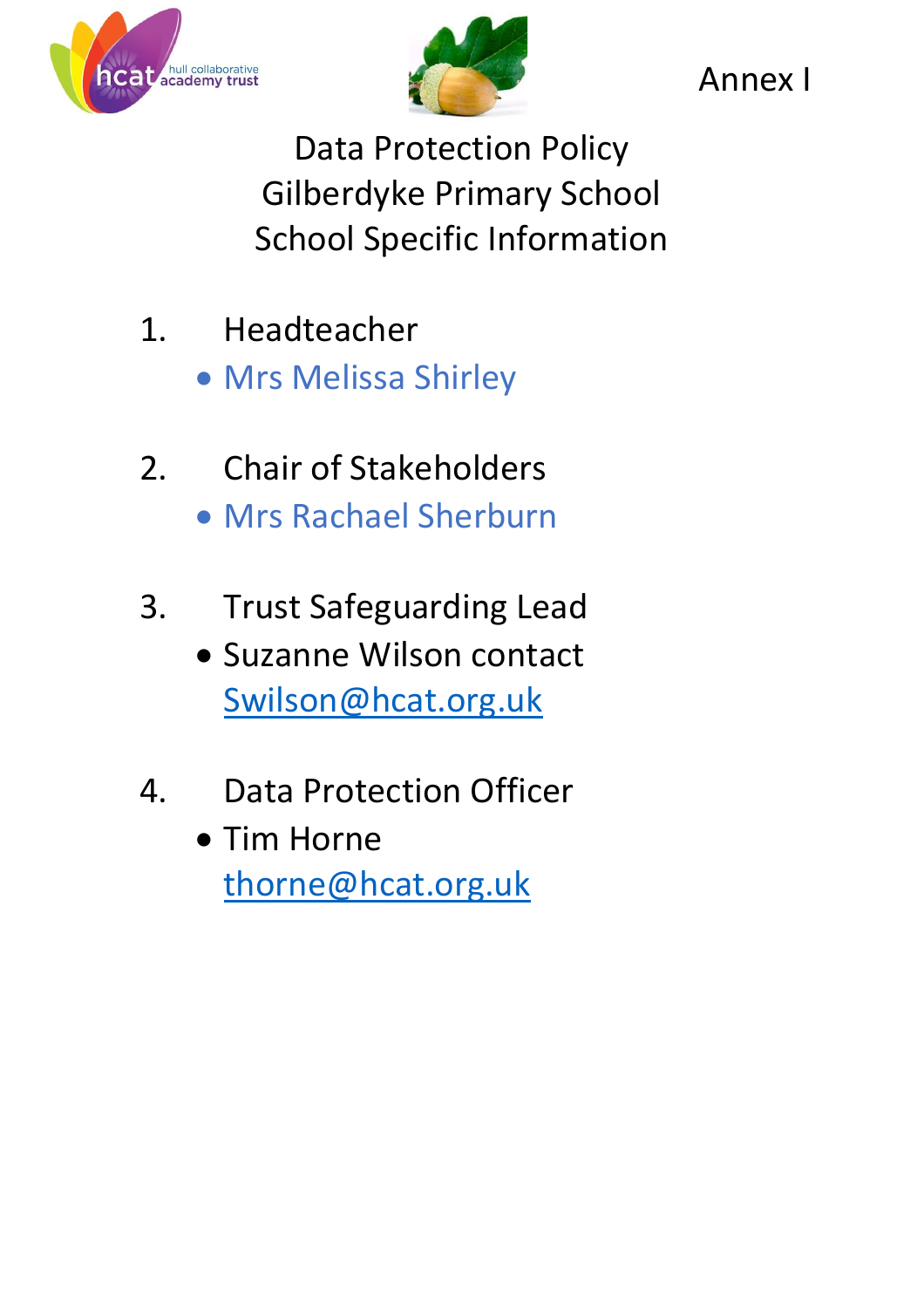Annex I

# Data Protection Policy
# Gilberdyke Primary School
# School Specific Information

1. Headteacher
   - Mrs Melissa Shirley

2. Chair of Stakeholders
   - Mrs Rachael Sherburn

3. Trust Safeguarding Lead
   - Suzanne Wilson contact Swilson@hcat.org.uk

4. Data Protection Officer
   - Tim Horne thorne@hcat.org.uk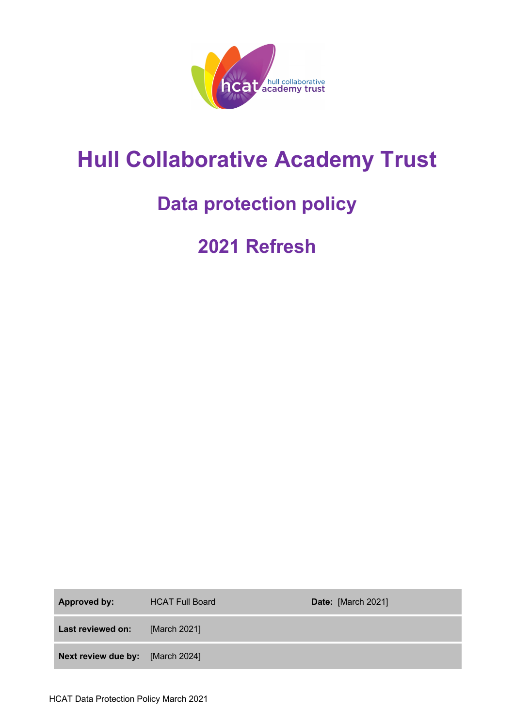# Hull Collaborative Academy Trust

## Data protection policy

## 2021 Refresh

| Approved by: | HCAT Full Board | Date: [March 2021] |
|---|---|---|
| Last reviewed on: | [March 2021] | |
| Next review due by: | [March 2024] | |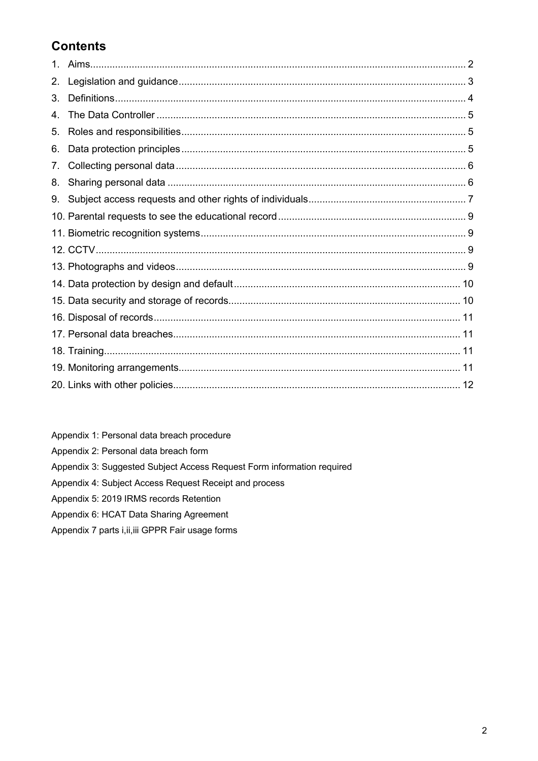## Contents

1. Aims........................................................................................................................... 2
2. Legislation and guidance........................................................................................... 3
3. Definitions.................................................................................................................. 4
4. The Data Controller .................................................................................................. 5
5. Roles and responsibilities.......................................................................................... 5
6. Data protection principles.......................................................................................... 5
7. Collecting personal data............................................................................................ 6
8. Sharing personal data ............................................................................................... 6
9. Subject access requests and other rights of individuals............................................ 7
10. Parental requests to see the educational record...................................................... 9
11. Biometric recognition systems.................................................................................. 9
12. CCTV........................................................................................................................ 9
13. Photographs and videos............................................................................................ 9
14. Data protection by design and default..................................................................... 10
15. Data security and storage of records....................................................................... 10
16. Disposal of records.................................................................................................. 11
17. Personal data breaches........................................................................................... 11
18. Training.................................................................................................................... 11
19. Monitoring arrangements......................................................................................... 11
20. Links with other policies........................................................................................... 12

Appendix 1: Personal data breach procedure

Appendix 2: Personal data breach form

Appendix 3: Suggested Subject Access Request Form information required

Appendix 4: Subject Access Request Receipt and process

Appendix 5: 2019 IRMS records Retention

Appendix 6: HCAT Data Sharing Agreement

Appendix 7 parts i,ii,iii GPPR Fair usage forms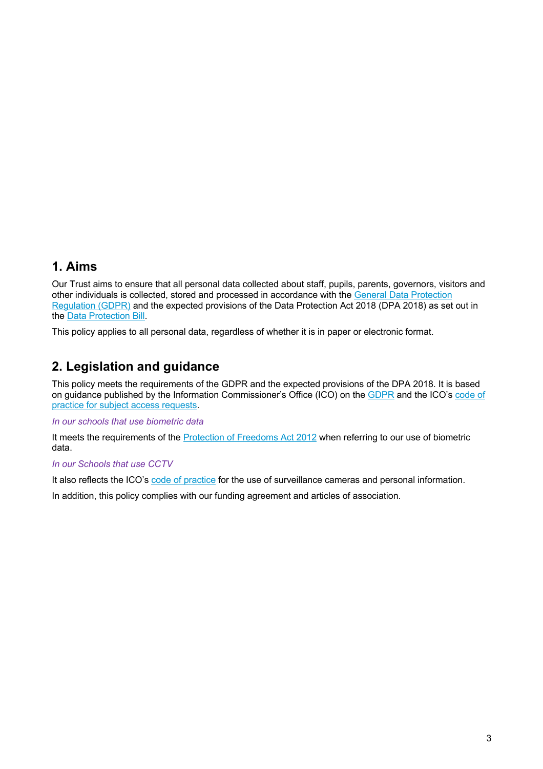## 1. Aims

Our Trust aims to ensure that all personal data collected about staff, pupils, parents, governors, visitors and other individuals is collected, stored and processed in accordance with the General Data Protection Regulation (GDPR) and the expected provisions of the Data Protection Act 2018 (DPA 2018) as set out in the Data Protection Bill.

This policy applies to all personal data, regardless of whether it is in paper or electronic format.

## 2. Legislation and guidance

This policy meets the requirements of the GDPR and the expected provisions of the DPA 2018. It is based on guidance published by the Information Commissioner's Office (ICO) on the GDPR and the ICO's code of practice for subject access requests.

*In our schools that use biometric data*

It meets the requirements of the Protection of Freedoms Act 2012 when referring to our use of biometric data.

*In our Schools that use CCTV*

It also reflects the ICO's code of practice for the use of surveillance cameras and personal information.

In addition, this policy complies with our funding agreement and articles of association.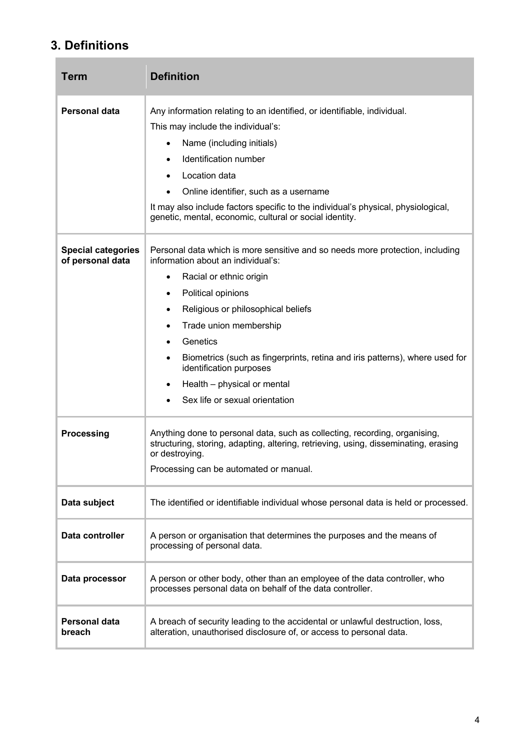## 3. Definitions

| Term | Definition |
|---|---|
| **Personal data** | Any information relating to an identified, or identifiable, individual.<br>This may include the individual's:<br>• Name (including initials)<br>• Identification number<br>• Location data<br>• Online identifier, such as a username<br>It may also include factors specific to the individual's physical, physiological, genetic, mental, economic, cultural or social identity. |
| **Special categories of personal data** | Personal data which is more sensitive and so needs more protection, including information about an individual's:<br>• Racial or ethnic origin<br>• Political opinions<br>• Religious or philosophical beliefs<br>• Trade union membership<br>• Genetics<br>• Biometrics (such as fingerprints, retina and iris patterns), where used for identification purposes<br>• Health – physical or mental<br>• Sex life or sexual orientation |
| **Processing** | Anything done to personal data, such as collecting, recording, organising, structuring, storing, adapting, altering, retrieving, using, disseminating, erasing or destroying.<br>Processing can be automated or manual. |
| **Data subject** | The identified or identifiable individual whose personal data is held or processed. |
| **Data controller** | A person or organisation that determines the purposes and the means of processing of personal data. |
| **Data processor** | A person or other body, other than an employee of the data controller, who processes personal data on behalf of the data controller. |
| **Personal data breach** | A breach of security leading to the accidental or unlawful destruction, loss, alteration, unauthorised disclosure of, or access to personal data. |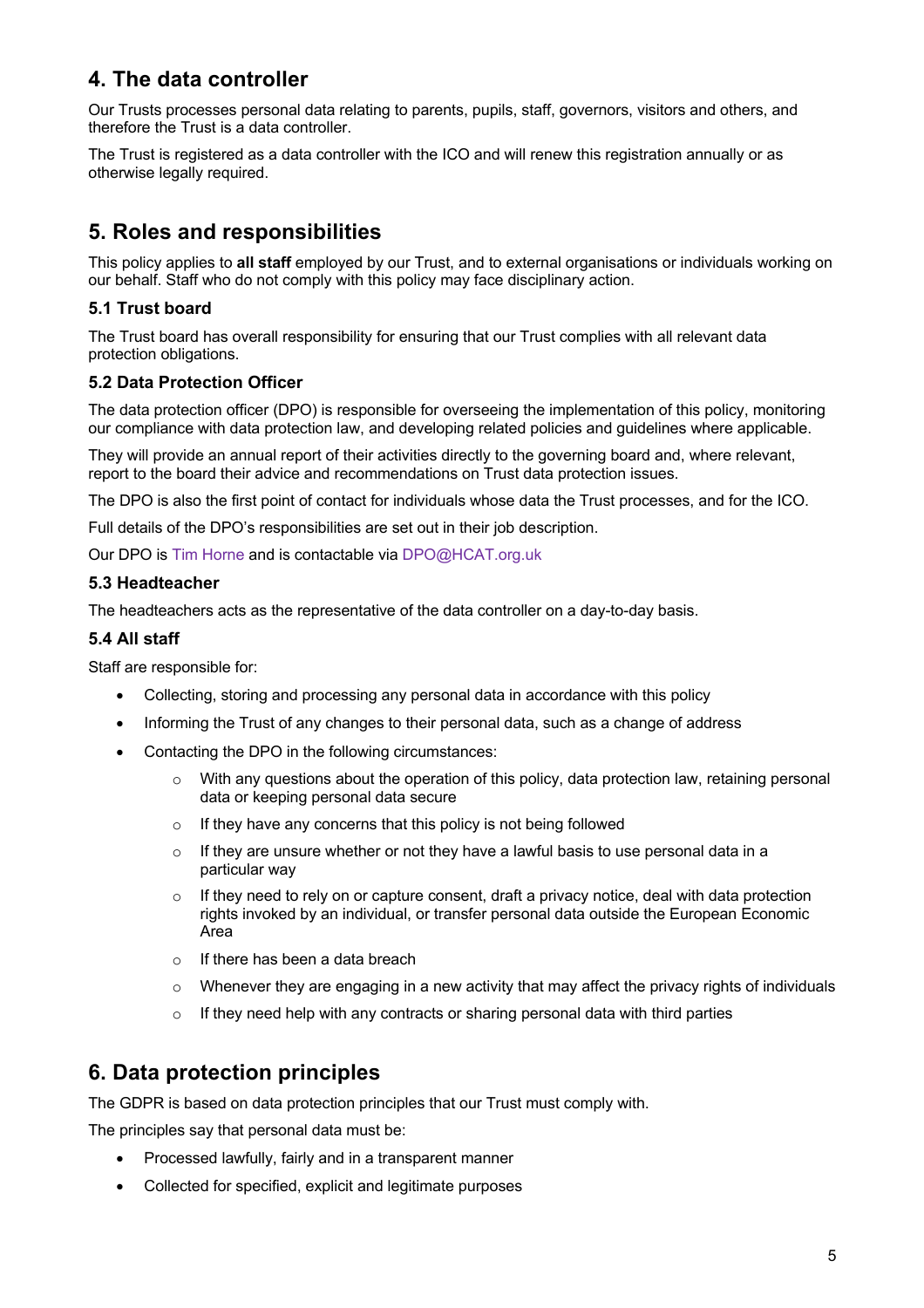## 4. The data controller

Our Trusts processes personal data relating to parents, pupils, staff, governors, visitors and others, and therefore the Trust is a data controller.

The Trust is registered as a data controller with the ICO and will renew this registration annually or as otherwise legally required.

## 5. Roles and responsibilities

This policy applies to **all staff** employed by our Trust, and to external organisations or individuals working on our behalf. Staff who do not comply with this policy may face disciplinary action.

### 5.1 Trust board

The Trust board has overall responsibility for ensuring that our Trust complies with all relevant data protection obligations.

### 5.2 Data Protection Officer

The data protection officer (DPO) is responsible for overseeing the implementation of this policy, monitoring our compliance with data protection law, and developing related policies and guidelines where applicable.

They will provide an annual report of their activities directly to the governing board and, where relevant, report to the board their advice and recommendations on Trust data protection issues.

The DPO is also the first point of contact for individuals whose data the Trust processes, and for the ICO.

Full details of the DPO's responsibilities are set out in their job description.

Our DPO is Tim Horne and is contactable via DPO@HCAT.org.uk

### 5.3 Headteacher

The headteachers acts as the representative of the data controller on a day-to-day basis.

### 5.4 All staff

Staff are responsible for:

- Collecting, storing and processing any personal data in accordance with this policy
- Informing the Trust of any changes to their personal data, such as a change of address
- Contacting the DPO in the following circumstances:
  - With any questions about the operation of this policy, data protection law, retaining personal data or keeping personal data secure
  - If they have any concerns that this policy is not being followed
  - If they are unsure whether or not they have a lawful basis to use personal data in a particular way
  - If they need to rely on or capture consent, draft a privacy notice, deal with data protection rights invoked by an individual, or transfer personal data outside the European Economic Area
  - If there has been a data breach
  - Whenever they are engaging in a new activity that may affect the privacy rights of individuals
  - If they need help with any contracts or sharing personal data with third parties

## 6. Data protection principles

The GDPR is based on data protection principles that our Trust must comply with.

The principles say that personal data must be:

- Processed lawfully, fairly and in a transparent manner
- Collected for specified, explicit and legitimate purposes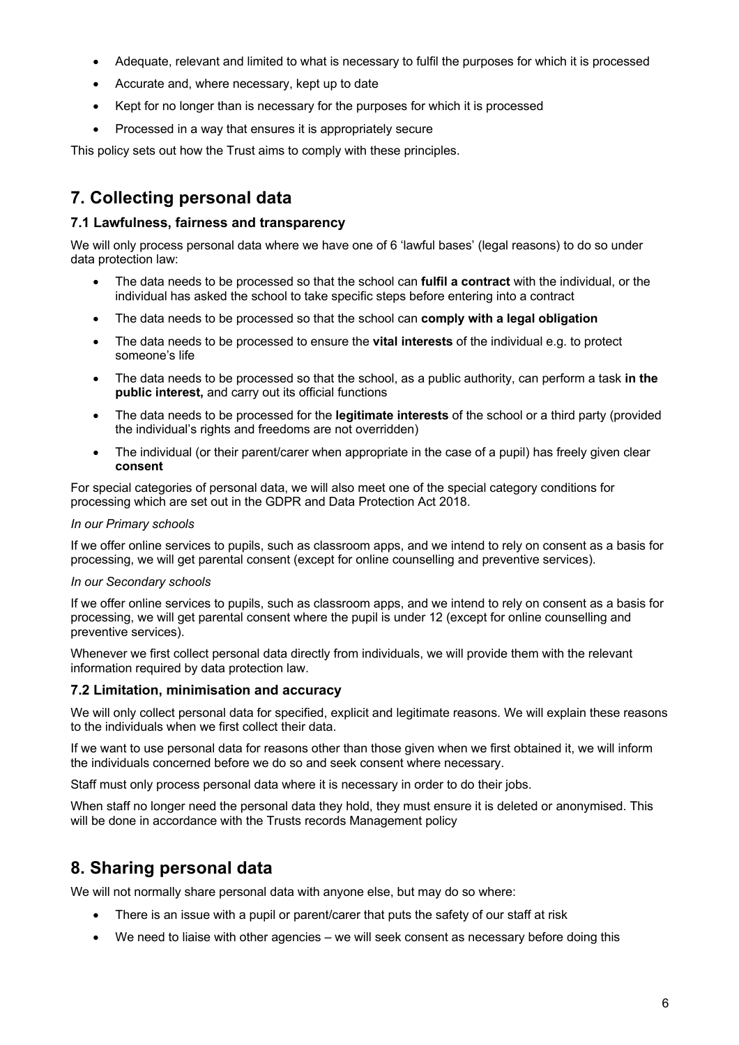- Adequate, relevant and limited to what is necessary to fulfil the purposes for which it is processed
- Accurate and, where necessary, kept up to date
- Kept for no longer than is necessary for the purposes for which it is processed
- Processed in a way that ensures it is appropriately secure

This policy sets out how the Trust aims to comply with these principles.

## 7. Collecting personal data

### 7.1 Lawfulness, fairness and transparency

We will only process personal data where we have one of 6 'lawful bases' (legal reasons) to do so under data protection law:

- The data needs to be processed so that the school can **fulfil a contract** with the individual, or the individual has asked the school to take specific steps before entering into a contract
- The data needs to be processed so that the school can **comply with a legal obligation**
- The data needs to be processed to ensure the **vital interests** of the individual e.g. to protect someone's life
- The data needs to be processed so that the school, as a public authority, can perform a task **in the public interest,** and carry out its official functions
- The data needs to be processed for the **legitimate interests** of the school or a third party (provided the individual's rights and freedoms are not overridden)
- The individual (or their parent/carer when appropriate in the case of a pupil) has freely given clear **consent**

For special categories of personal data, we will also meet one of the special category conditions for processing which are set out in the GDPR and Data Protection Act 2018.

*In our Primary schools*

If we offer online services to pupils, such as classroom apps, and we intend to rely on consent as a basis for processing, we will get parental consent (except for online counselling and preventive services).

*In our Secondary schools*

If we offer online services to pupils, such as classroom apps, and we intend to rely on consent as a basis for processing, we will get parental consent where the pupil is under 12 (except for online counselling and preventive services).

Whenever we first collect personal data directly from individuals, we will provide them with the relevant information required by data protection law.

### 7.2 Limitation, minimisation and accuracy

We will only collect personal data for specified, explicit and legitimate reasons. We will explain these reasons to the individuals when we first collect their data.

If we want to use personal data for reasons other than those given when we first obtained it, we will inform the individuals concerned before we do so and seek consent where necessary.

Staff must only process personal data where it is necessary in order to do their jobs.

When staff no longer need the personal data they hold, they must ensure it is deleted or anonymised. This will be done in accordance with the Trusts records Management policy

## 8. Sharing personal data

We will not normally share personal data with anyone else, but may do so where:

- There is an issue with a pupil or parent/carer that puts the safety of our staff at risk
- We need to liaise with other agencies – we will seek consent as necessary before doing this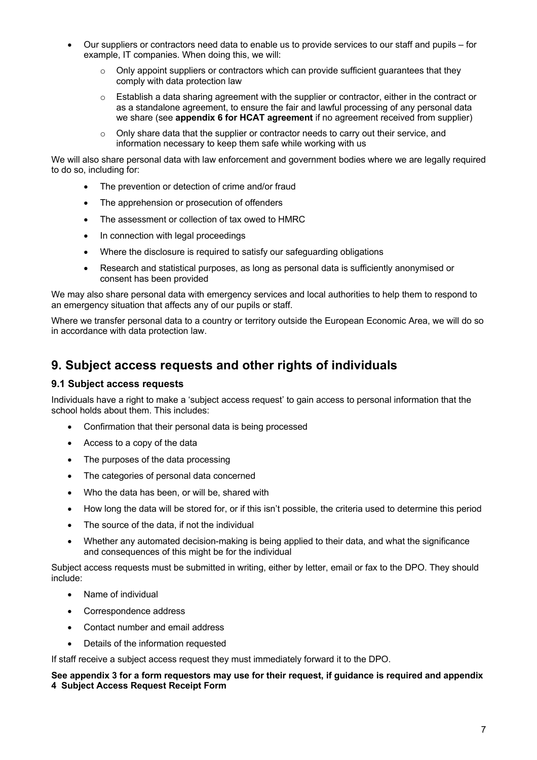- Our suppliers or contractors need data to enable us to provide services to our staff and pupils – for example, IT companies. When doing this, we will:
  - Only appoint suppliers or contractors which can provide sufficient guarantees that they comply with data protection law
  - Establish a data sharing agreement with the supplier or contractor, either in the contract or as a standalone agreement, to ensure the fair and lawful processing of any personal data we share (see **appendix 6 for HCAT agreement** if no agreement received from supplier)
  - Only share data that the supplier or contractor needs to carry out their service, and information necessary to keep them safe while working with us

We will also share personal data with law enforcement and government bodies where we are legally required to do so, including for:

- The prevention or detection of crime and/or fraud
- The apprehension or prosecution of offenders
- The assessment or collection of tax owed to HMRC
- In connection with legal proceedings
- Where the disclosure is required to satisfy our safeguarding obligations
- Research and statistical purposes, as long as personal data is sufficiently anonymised or consent has been provided

We may also share personal data with emergency services and local authorities to help them to respond to an emergency situation that affects any of our pupils or staff.

Where we transfer personal data to a country or territory outside the European Economic Area, we will do so in accordance with data protection law.

## 9. Subject access requests and other rights of individuals

### 9.1 Subject access requests

Individuals have a right to make a 'subject access request' to gain access to personal information that the school holds about them. This includes:

- Confirmation that their personal data is being processed
- Access to a copy of the data
- The purposes of the data processing
- The categories of personal data concerned
- Who the data has been, or will be, shared with
- How long the data will be stored for, or if this isn't possible, the criteria used to determine this period
- The source of the data, if not the individual
- Whether any automated decision-making is being applied to their data, and what the significance and consequences of this might be for the individual

Subject access requests must be submitted in writing, either by letter, email or fax to the DPO. They should include:

- Name of individual
- Correspondence address
- Contact number and email address
- Details of the information requested

If staff receive a subject access request they must immediately forward it to the DPO.

**See appendix 3 for a form requestors may use for their request, if guidance is required and appendix 4 Subject Access Request Receipt Form**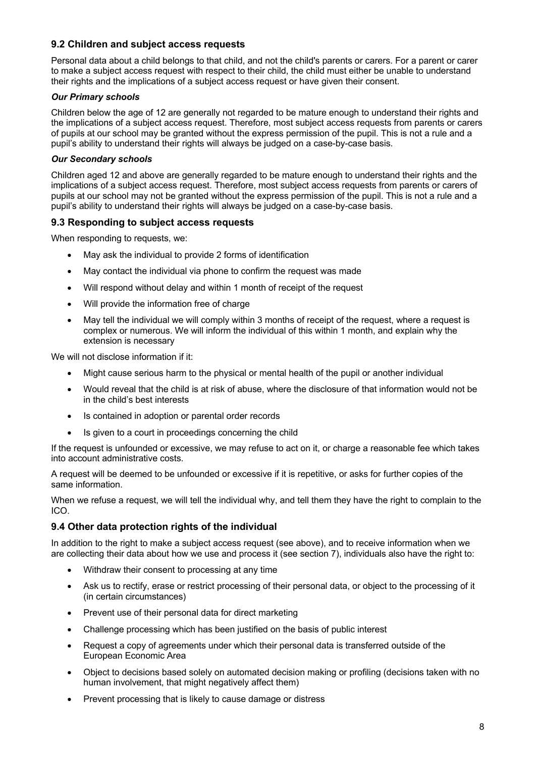### 9.2 Children and subject access requests

Personal data about a child belongs to that child, and not the child's parents or carers. For a parent or carer to make a subject access request with respect to their child, the child must either be unable to understand their rights and the implications of a subject access request or have given their consent.

***Our Primary schools***

Children below the age of 12 are generally not regarded to be mature enough to understand their rights and the implications of a subject access request. Therefore, most subject access requests from parents or carers of pupils at our school may be granted without the express permission of the pupil. This is not a rule and a pupil's ability to understand their rights will always be judged on a case-by-case basis.

***Our Secondary schools***

Children aged 12 and above are generally regarded to be mature enough to understand their rights and the implications of a subject access request. Therefore, most subject access requests from parents or carers of pupils at our school may not be granted without the express permission of the pupil. This is not a rule and a pupil's ability to understand their rights will always be judged on a case-by-case basis.

### 9.3 Responding to subject access requests

When responding to requests, we:

- May ask the individual to provide 2 forms of identification
- May contact the individual via phone to confirm the request was made
- Will respond without delay and within 1 month of receipt of the request
- Will provide the information free of charge
- May tell the individual we will comply within 3 months of receipt of the request, where a request is complex or numerous. We will inform the individual of this within 1 month, and explain why the extension is necessary

We will not disclose information if it:

- Might cause serious harm to the physical or mental health of the pupil or another individual
- Would reveal that the child is at risk of abuse, where the disclosure of that information would not be in the child's best interests
- Is contained in adoption or parental order records
- Is given to a court in proceedings concerning the child

If the request is unfounded or excessive, we may refuse to act on it, or charge a reasonable fee which takes into account administrative costs.

A request will be deemed to be unfounded or excessive if it is repetitive, or asks for further copies of the same information.

When we refuse a request, we will tell the individual why, and tell them they have the right to complain to the ICO.

### 9.4 Other data protection rights of the individual

In addition to the right to make a subject access request (see above), and to receive information when we are collecting their data about how we use and process it (see section 7), individuals also have the right to:

- Withdraw their consent to processing at any time
- Ask us to rectify, erase or restrict processing of their personal data, or object to the processing of it (in certain circumstances)
- Prevent use of their personal data for direct marketing
- Challenge processing which has been justified on the basis of public interest
- Request a copy of agreements under which their personal data is transferred outside of the European Economic Area
- Object to decisions based solely on automated decision making or profiling (decisions taken with no human involvement, that might negatively affect them)
- Prevent processing that is likely to cause damage or distress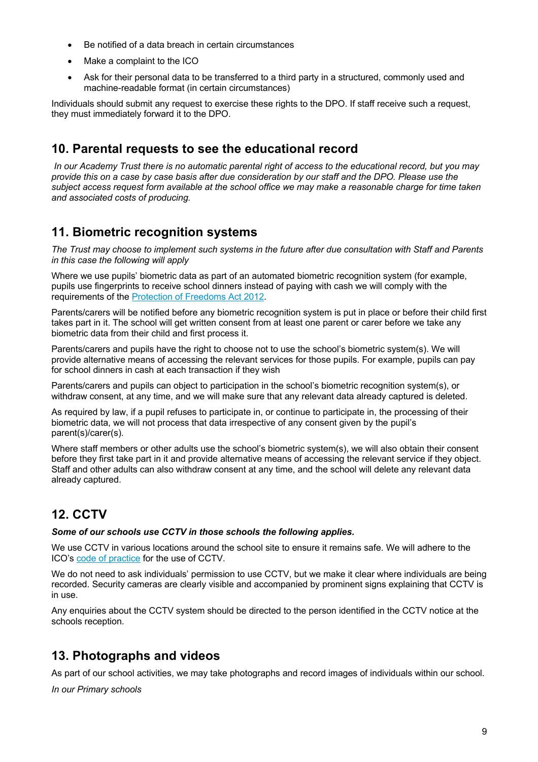- Be notified of a data breach in certain circumstances
- Make a complaint to the ICO
- Ask for their personal data to be transferred to a third party in a structured, commonly used and machine-readable format (in certain circumstances)

Individuals should submit any request to exercise these rights to the DPO. If staff receive such a request, they must immediately forward it to the DPO.

## 10. Parental requests to see the educational record

*In our Academy Trust there is no automatic parental right of access to the educational record, but you may provide this on a case by case basis after due consideration by our staff and the DPO. Please use the subject access request form available at the school office we may make a reasonable charge for time taken and associated costs of producing.*

## 11. Biometric recognition systems

*The Trust may choose to implement such systems in the future after due consultation with Staff and Parents in this case the following will apply*

Where we use pupils' biometric data as part of an automated biometric recognition system (for example, pupils use fingerprints to receive school dinners instead of paying with cash we will comply with the requirements of the Protection of Freedoms Act 2012.

Parents/carers will be notified before any biometric recognition system is put in place or before their child first takes part in it. The school will get written consent from at least one parent or carer before we take any biometric data from their child and first process it.

Parents/carers and pupils have the right to choose not to use the school's biometric system(s). We will provide alternative means of accessing the relevant services for those pupils. For example, pupils can pay for school dinners in cash at each transaction if they wish

Parents/carers and pupils can object to participation in the school's biometric recognition system(s), or withdraw consent, at any time, and we will make sure that any relevant data already captured is deleted.

As required by law, if a pupil refuses to participate in, or continue to participate in, the processing of their biometric data, we will not process that data irrespective of any consent given by the pupil's parent(s)/carer(s).

Where staff members or other adults use the school's biometric system(s), we will also obtain their consent before they first take part in it and provide alternative means of accessing the relevant service if they object. Staff and other adults can also withdraw consent at any time, and the school will delete any relevant data already captured.

## 12. CCTV

***Some of our schools use CCTV in those schools the following applies.***

We use CCTV in various locations around the school site to ensure it remains safe. We will adhere to the ICO's code of practice for the use of CCTV.

We do not need to ask individuals' permission to use CCTV, but we make it clear where individuals are being recorded. Security cameras are clearly visible and accompanied by prominent signs explaining that CCTV is in use.

Any enquiries about the CCTV system should be directed to the person identified in the CCTV notice at the schools reception.

## 13. Photographs and videos

As part of our school activities, we may take photographs and record images of individuals within our school.

*In our Primary schools*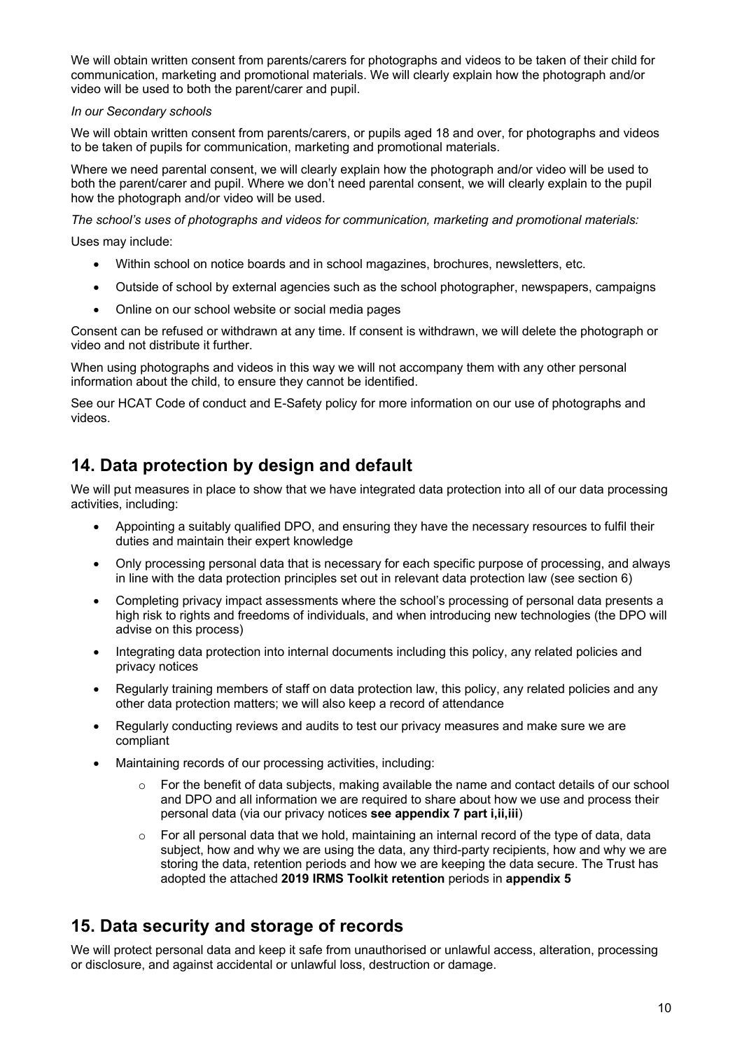We will obtain written consent from parents/carers for photographs and videos to be taken of their child for communication, marketing and promotional materials. We will clearly explain how the photograph and/or video will be used to both the parent/carer and pupil.

*In our Secondary schools*

We will obtain written consent from parents/carers, or pupils aged 18 and over, for photographs and videos to be taken of pupils for communication, marketing and promotional materials.

Where we need parental consent, we will clearly explain how the photograph and/or video will be used to both the parent/carer and pupil. Where we don't need parental consent, we will clearly explain to the pupil how the photograph and/or video will be used.

*The school's uses of photographs and videos for communication, marketing and promotional materials:*

Uses may include:

- Within school on notice boards and in school magazines, brochures, newsletters, etc.
- Outside of school by external agencies such as the school photographer, newspapers, campaigns
- Online on our school website or social media pages

Consent can be refused or withdrawn at any time. If consent is withdrawn, we will delete the photograph or video and not distribute it further.

When using photographs and videos in this way we will not accompany them with any other personal information about the child, to ensure they cannot be identified.

See our HCAT Code of conduct and E-Safety policy for more information on our use of photographs and videos.

## 14. Data protection by design and default

We will put measures in place to show that we have integrated data protection into all of our data processing activities, including:

- Appointing a suitably qualified DPO, and ensuring they have the necessary resources to fulfil their duties and maintain their expert knowledge
- Only processing personal data that is necessary for each specific purpose of processing, and always in line with the data protection principles set out in relevant data protection law (see section 6)
- Completing privacy impact assessments where the school's processing of personal data presents a high risk to rights and freedoms of individuals, and when introducing new technologies (the DPO will advise on this process)
- Integrating data protection into internal documents including this policy, any related policies and privacy notices
- Regularly training members of staff on data protection law, this policy, any related policies and any other data protection matters; we will also keep a record of attendance
- Regularly conducting reviews and audits to test our privacy measures and make sure we are compliant
- Maintaining records of our processing activities, including:
  - For the benefit of data subjects, making available the name and contact details of our school and DPO and all information we are required to share about how we use and process their personal data (via our privacy notices **see appendix 7 part i,ii,iii**)
  - For all personal data that we hold, maintaining an internal record of the type of data, data subject, how and why we are using the data, any third-party recipients, how and why we are storing the data, retention periods and how we are keeping the data secure. The Trust has adopted the attached **2019 IRMS Toolkit retention** periods in **appendix 5**

## 15. Data security and storage of records

We will protect personal data and keep it safe from unauthorised or unlawful access, alteration, processing or disclosure, and against accidental or unlawful loss, destruction or damage.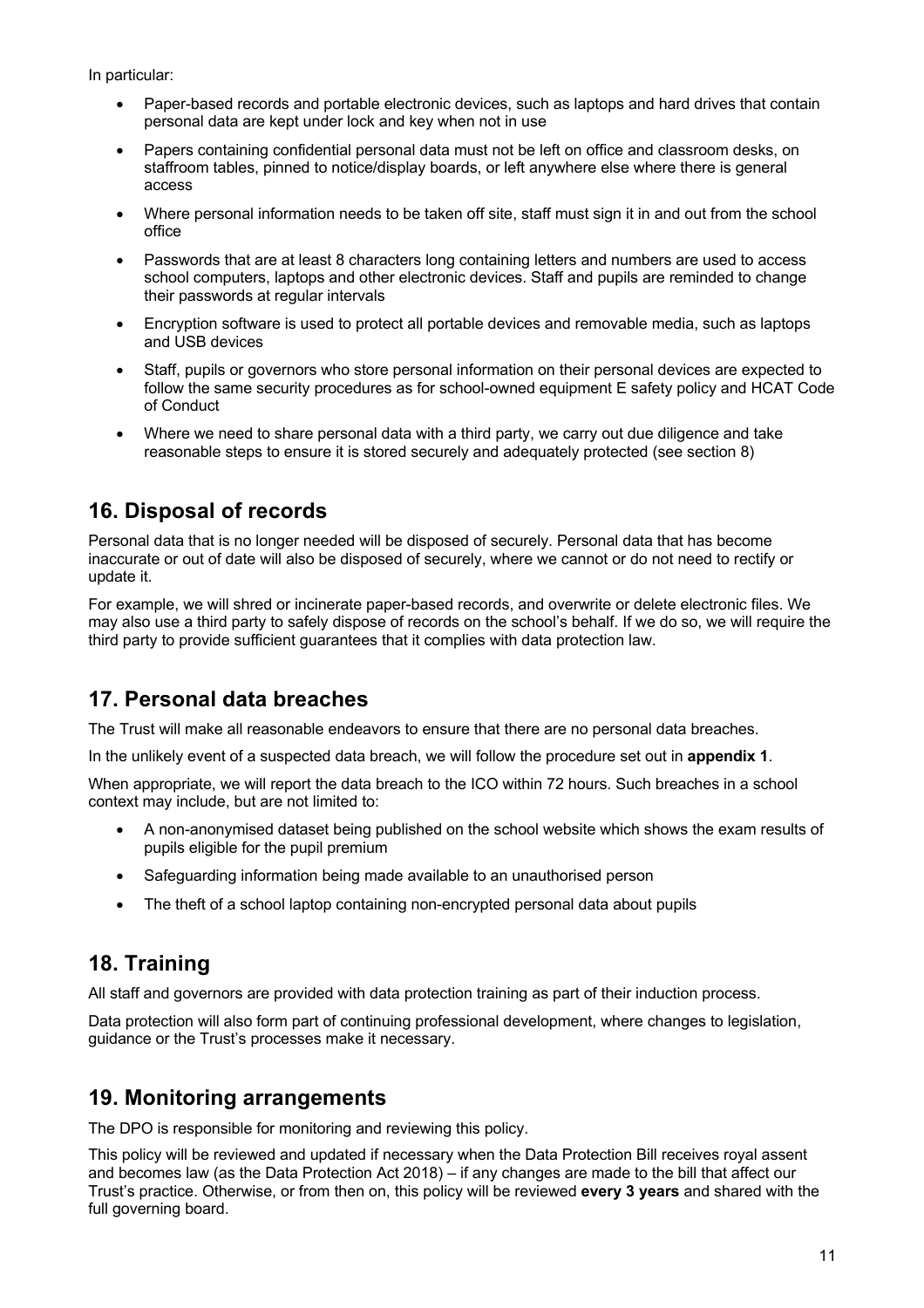In particular:

- Paper-based records and portable electronic devices, such as laptops and hard drives that contain personal data are kept under lock and key when not in use
- Papers containing confidential personal data must not be left on office and classroom desks, on staffroom tables, pinned to notice/display boards, or left anywhere else where there is general access
- Where personal information needs to be taken off site, staff must sign it in and out from the school office
- Passwords that are at least 8 characters long containing letters and numbers are used to access school computers, laptops and other electronic devices. Staff and pupils are reminded to change their passwords at regular intervals
- Encryption software is used to protect all portable devices and removable media, such as laptops and USB devices
- Staff, pupils or governors who store personal information on their personal devices are expected to follow the same security procedures as for school-owned equipment E safety policy and HCAT Code of Conduct
- Where we need to share personal data with a third party, we carry out due diligence and take reasonable steps to ensure it is stored securely and adequately protected (see section 8)

## 16. Disposal of records

Personal data that is no longer needed will be disposed of securely. Personal data that has become inaccurate or out of date will also be disposed of securely, where we cannot or do not need to rectify or update it.

For example, we will shred or incinerate paper-based records, and overwrite or delete electronic files. We may also use a third party to safely dispose of records on the school's behalf. If we do so, we will require the third party to provide sufficient guarantees that it complies with data protection law.

## 17. Personal data breaches

The Trust will make all reasonable endeavors to ensure that there are no personal data breaches.

In the unlikely event of a suspected data breach, we will follow the procedure set out in **appendix 1**.

When appropriate, we will report the data breach to the ICO within 72 hours. Such breaches in a school context may include, but are not limited to:

- A non-anonymised dataset being published on the school website which shows the exam results of pupils eligible for the pupil premium
- Safeguarding information being made available to an unauthorised person
- The theft of a school laptop containing non-encrypted personal data about pupils

## 18. Training

All staff and governors are provided with data protection training as part of their induction process.

Data protection will also form part of continuing professional development, where changes to legislation, guidance or the Trust's processes make it necessary.

## 19. Monitoring arrangements

The DPO is responsible for monitoring and reviewing this policy.

This policy will be reviewed and updated if necessary when the Data Protection Bill receives royal assent and becomes law (as the Data Protection Act 2018) – if any changes are made to the bill that affect our Trust's practice. Otherwise, or from then on, this policy will be reviewed **every 3 years** and shared with the full governing board.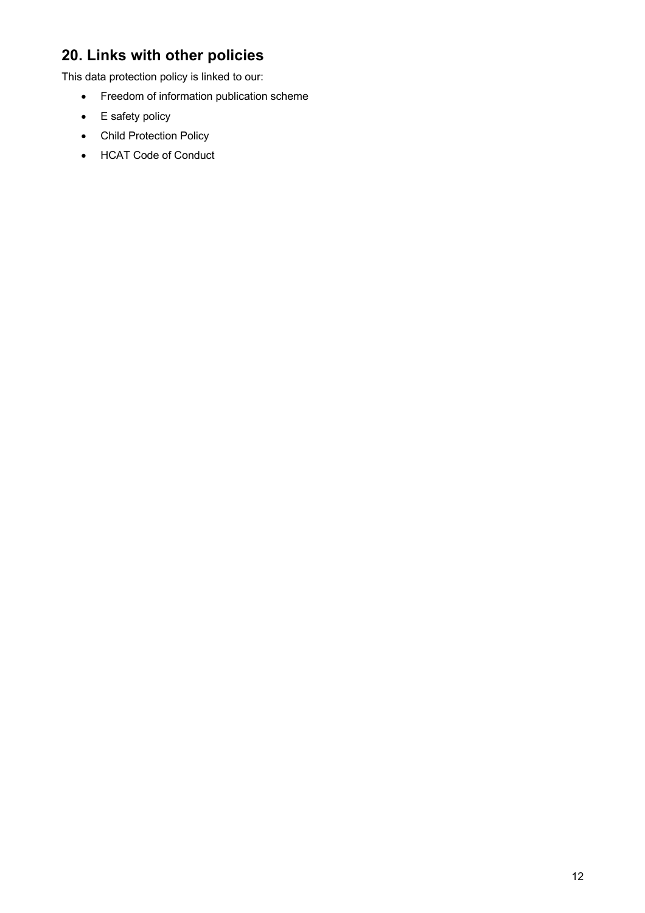## 20. Links with other policies

This data protection policy is linked to our:

- Freedom of information publication scheme
- E safety policy
- Child Protection Policy
- HCAT Code of Conduct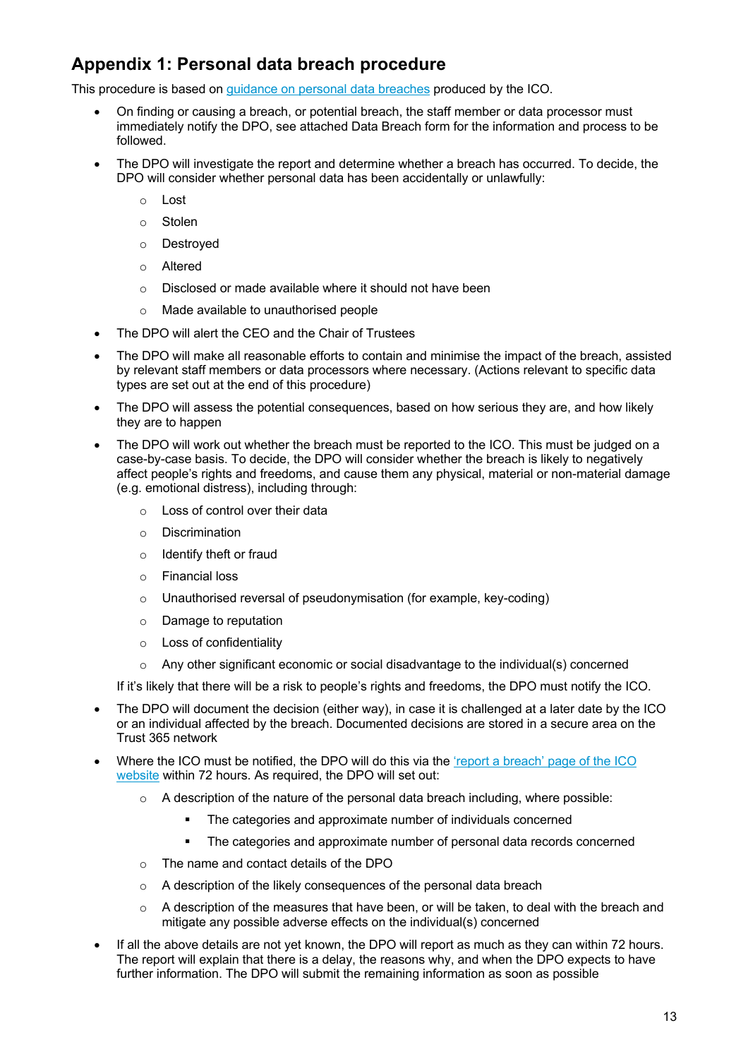## Appendix 1: Personal data breach procedure

This procedure is based on [guidance on personal data breaches]() produced by the ICO.

- On finding or causing a breach, or potential breach, the staff member or data processor must immediately notify the DPO, see attached Data Breach form for the information and process to be followed.
- The DPO will investigate the report and determine whether a breach has occurred. To decide, the DPO will consider whether personal data has been accidentally or unlawfully:
  - Lost
  - Stolen
  - Destroyed
  - Altered
  - Disclosed or made available where it should not have been
  - Made available to unauthorised people
- The DPO will alert the CEO and the Chair of Trustees
- The DPO will make all reasonable efforts to contain and minimise the impact of the breach, assisted by relevant staff members or data processors where necessary. (Actions relevant to specific data types are set out at the end of this procedure)
- The DPO will assess the potential consequences, based on how serious they are, and how likely they are to happen
- The DPO will work out whether the breach must be reported to the ICO. This must be judged on a case-by-case basis. To decide, the DPO will consider whether the breach is likely to negatively affect people's rights and freedoms, and cause them any physical, material or non-material damage (e.g. emotional distress), including through:
  - Loss of control over their data
  - Discrimination
  - Identify theft or fraud
  - Financial loss
  - Unauthorised reversal of pseudonymisation (for example, key-coding)
  - Damage to reputation
  - Loss of confidentiality
  - Any other significant economic or social disadvantage to the individual(s) concerned

  If it's likely that there will be a risk to people's rights and freedoms, the DPO must notify the ICO.
- The DPO will document the decision (either way), in case it is challenged at a later date by the ICO or an individual affected by the breach. Documented decisions are stored in a secure area on the Trust 365 network
- Where the ICO must be notified, the DPO will do this via the ['report a breach' page of the ICO website]() within 72 hours. As required, the DPO will set out:
  - A description of the nature of the personal data breach including, where possible:
    - The categories and approximate number of individuals concerned
    - The categories and approximate number of personal data records concerned
  - The name and contact details of the DPO
  - A description of the likely consequences of the personal data breach
  - A description of the measures that have been, or will be taken, to deal with the breach and mitigate any possible adverse effects on the individual(s) concerned
- If all the above details are not yet known, the DPO will report as much as they can within 72 hours. The report will explain that there is a delay, the reasons why, and when the DPO expects to have further information. The DPO will submit the remaining information as soon as possible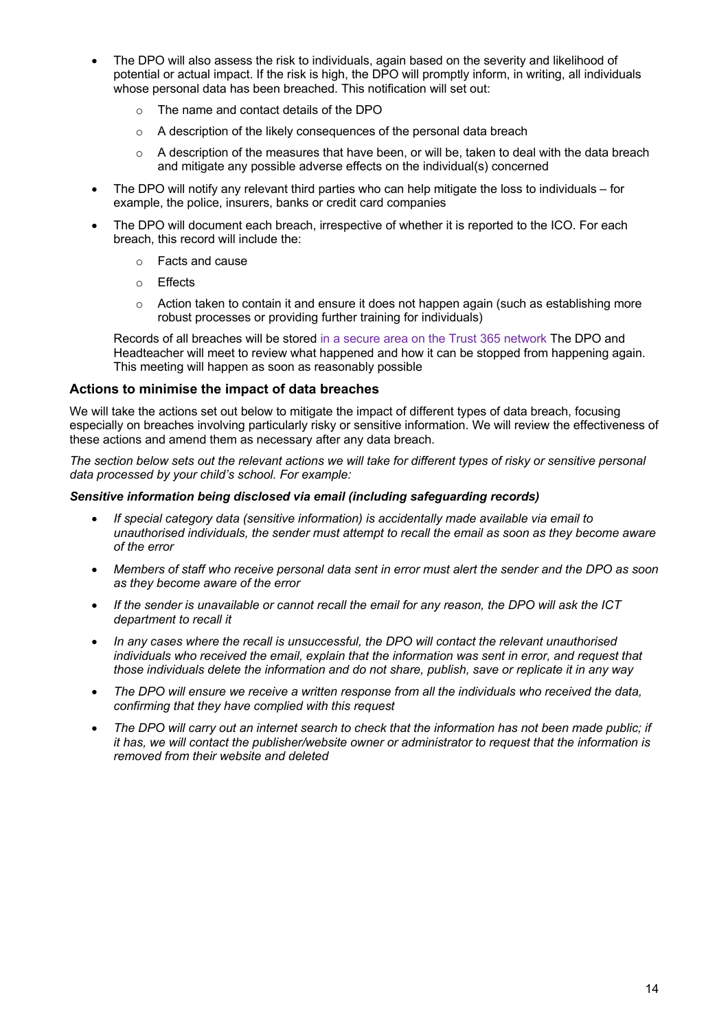- The DPO will also assess the risk to individuals, again based on the severity and likelihood of potential or actual impact. If the risk is high, the DPO will promptly inform, in writing, all individuals whose personal data has been breached. This notification will set out:
  - The name and contact details of the DPO
  - A description of the likely consequences of the personal data breach
  - A description of the measures that have been, or will be, taken to deal with the data breach and mitigate any possible adverse effects on the individual(s) concerned
- The DPO will notify any relevant third parties who can help mitigate the loss to individuals – for example, the police, insurers, banks or credit card companies
- The DPO will document each breach, irrespective of whether it is reported to the ICO. For each breach, this record will include the:
  - Facts and cause
  - Effects
  - Action taken to contain it and ensure it does not happen again (such as establishing more robust processes or providing further training for individuals)

  Records of all breaches will be stored in a secure area on the Trust 365 network The DPO and Headteacher will meet to review what happened and how it can be stopped from happening again. This meeting will happen as soon as reasonably possible

### Actions to minimise the impact of data breaches

We will take the actions set out below to mitigate the impact of different types of data breach, focusing especially on breaches involving particularly risky or sensitive information. We will review the effectiveness of these actions and amend them as necessary after any data breach.

*The section below sets out the relevant actions we will take for different types of risky or sensitive personal data processed by your child's school. For example:*

***Sensitive information being disclosed via email (including safeguarding records)***

- *If special category data (sensitive information) is accidentally made available via email to unauthorised individuals, the sender must attempt to recall the email as soon as they become aware of the error*
- *Members of staff who receive personal data sent in error must alert the sender and the DPO as soon as they become aware of the error*
- *If the sender is unavailable or cannot recall the email for any reason, the DPO will ask the ICT department to recall it*
- *In any cases where the recall is unsuccessful, the DPO will contact the relevant unauthorised individuals who received the email, explain that the information was sent in error, and request that those individuals delete the information and do not share, publish, save or replicate it in any way*
- *The DPO will ensure we receive a written response from all the individuals who received the data, confirming that they have complied with this request*
- *The DPO will carry out an internet search to check that the information has not been made public; if it has, we will contact the publisher/website owner or administrator to request that the information is removed from their website and deleted*